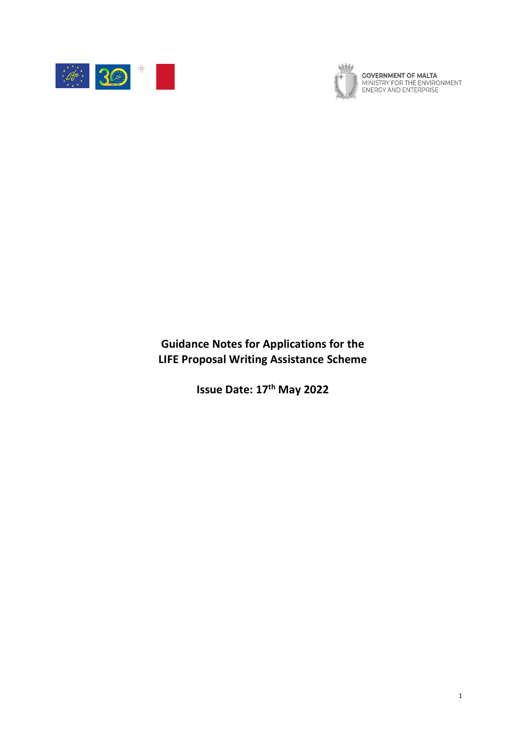GOVERNMENT OF MALTA
MINISTRY FOR THE ENVIRONMENT
ENERGY AND ENTERPRISE

# Guidance Notes for Applications for the LIFE Proposal Writing Assistance Scheme

**Issue Date: 17th May 2022**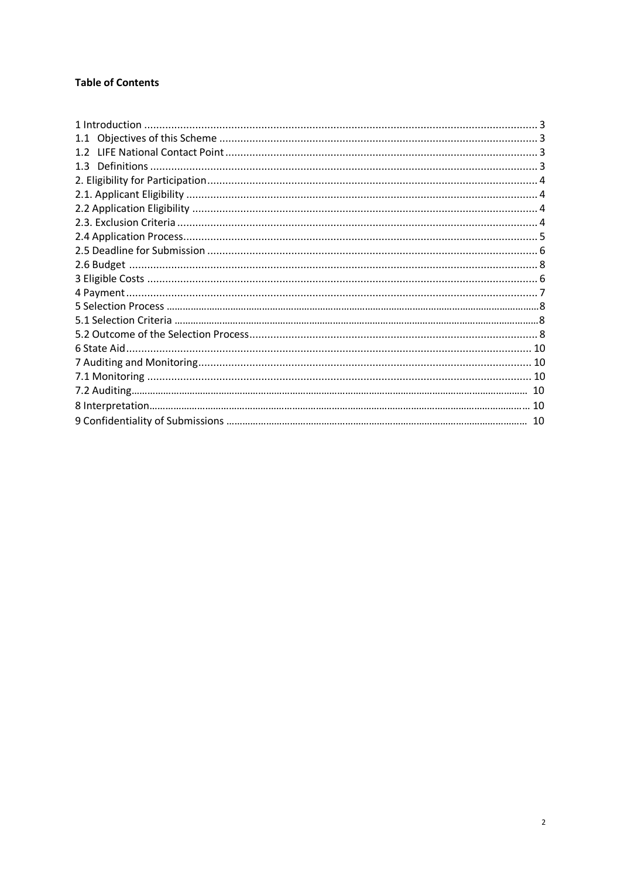**Table of Contents**

1 Introduction .......... 3
1.1 Objectives of this Scheme .......... 3
1.2 LIFE National Contact Point .......... 3
1.3 Definitions .......... 3
2. Eligibility for Participation .......... 4
2.1. Applicant Eligibility .......... 4
2.2 Application Eligibility .......... 4
2.3. Exclusion Criteria .......... 4
2.4 Application Process .......... 5
2.5 Deadline for Submission .......... 6
2.6 Budget .......... 8
3 Eligible Costs .......... 6
4 Payment .......... 7
5 Selection Process .......... 8
5.1 Selection Criteria .......... 8
5.2 Outcome of the Selection Process .......... 8
6 State Aid .......... 10
7 Auditing and Monitoring .......... 10
7.1 Monitoring .......... 10
7.2 Auditing .......... 10
8 Interpretation .......... 10
9 Confidentiality of Submissions .......... 10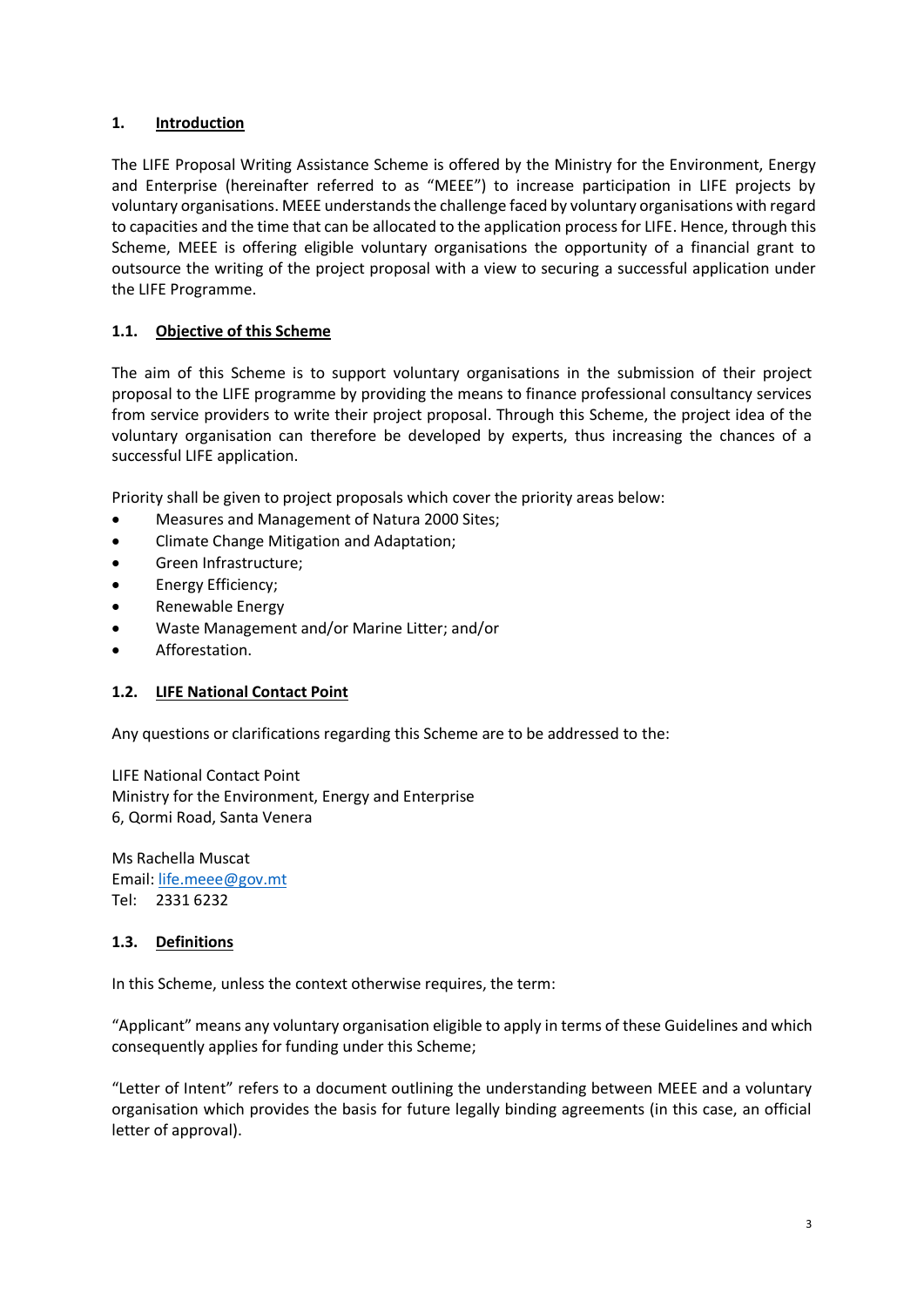## 1. Introduction

The LIFE Proposal Writing Assistance Scheme is offered by the Ministry for the Environment, Energy and Enterprise (hereinafter referred to as "MEEE") to increase participation in LIFE projects by voluntary organisations. MEEE understands the challenge faced by voluntary organisations with regard to capacities and the time that can be allocated to the application process for LIFE. Hence, through this Scheme, MEEE is offering eligible voluntary organisations the opportunity of a financial grant to outsource the writing of the project proposal with a view to securing a successful application under the LIFE Programme.

### 1.1. Objective of this Scheme

The aim of this Scheme is to support voluntary organisations in the submission of their project proposal to the LIFE programme by providing the means to finance professional consultancy services from service providers to write their project proposal. Through this Scheme, the project idea of the voluntary organisation can therefore be developed by experts, thus increasing the chances of a successful LIFE application.

Priority shall be given to project proposals which cover the priority areas below:

- Measures and Management of Natura 2000 Sites;
- Climate Change Mitigation and Adaptation;
- Green Infrastructure;
- Energy Efficiency;
- Renewable Energy
- Waste Management and/or Marine Litter; and/or
- Afforestation.

### 1.2. LIFE National Contact Point

Any questions or clarifications regarding this Scheme are to be addressed to the:

LIFE National Contact Point
Ministry for the Environment, Energy and Enterprise
6, Qormi Road, Santa Venera

Ms Rachella Muscat
Email: life.meee@gov.mt
Tel: 2331 6232

### 1.3. Definitions

In this Scheme, unless the context otherwise requires, the term:

"Applicant" means any voluntary organisation eligible to apply in terms of these Guidelines and which consequently applies for funding under this Scheme;

"Letter of Intent" refers to a document outlining the understanding between MEEE and a voluntary organisation which provides the basis for future legally binding agreements (in this case, an official letter of approval).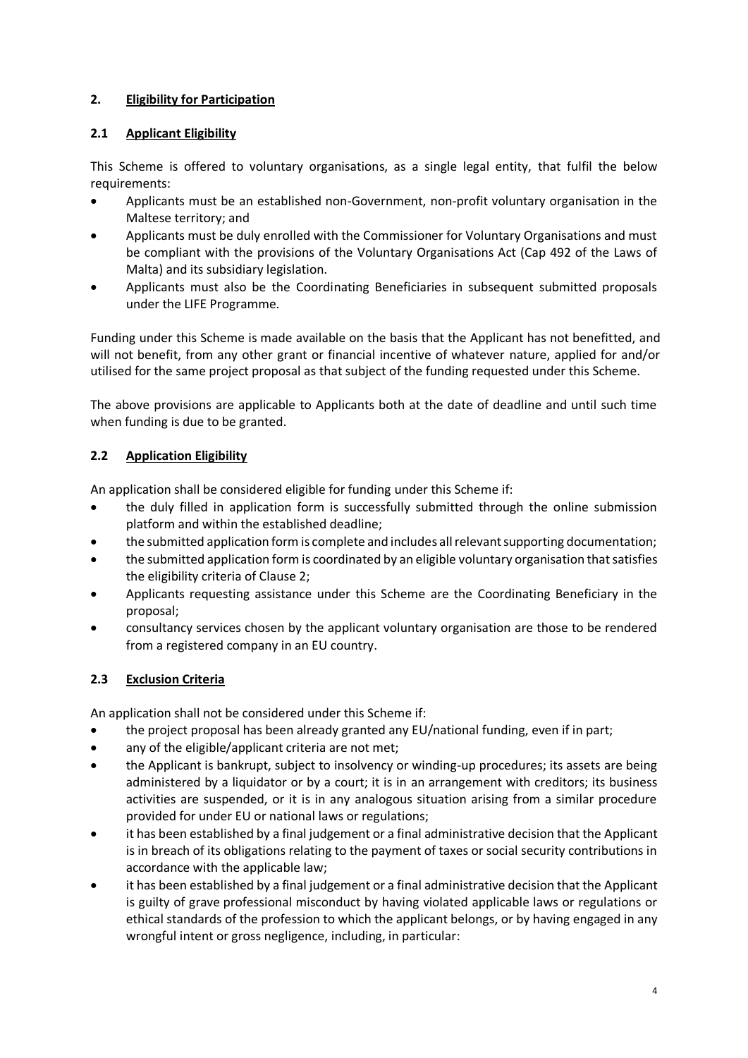## 2. **Eligibility for Participation**

### 2.1 **Applicant Eligibility**

This Scheme is offered to voluntary organisations, as a single legal entity, that fulfil the below requirements:

- Applicants must be an established non-Government, non-profit voluntary organisation in the Maltese territory; and
- Applicants must be duly enrolled with the Commissioner for Voluntary Organisations and must be compliant with the provisions of the Voluntary Organisations Act (Cap 492 of the Laws of Malta) and its subsidiary legislation.
- Applicants must also be the Coordinating Beneficiaries in subsequent submitted proposals under the LIFE Programme.

Funding under this Scheme is made available on the basis that the Applicant has not benefitted, and will not benefit, from any other grant or financial incentive of whatever nature, applied for and/or utilised for the same project proposal as that subject of the funding requested under this Scheme.

The above provisions are applicable to Applicants both at the date of deadline and until such time when funding is due to be granted.

### 2.2 **Application Eligibility**

An application shall be considered eligible for funding under this Scheme if:

- the duly filled in application form is successfully submitted through the online submission platform and within the established deadline;
- the submitted application form is complete and includes all relevant supporting documentation;
- the submitted application form is coordinated by an eligible voluntary organisation that satisfies the eligibility criteria of Clause 2;
- Applicants requesting assistance under this Scheme are the Coordinating Beneficiary in the proposal;
- consultancy services chosen by the applicant voluntary organisation are those to be rendered from a registered company in an EU country.

### 2.3 **Exclusion Criteria**

An application shall not be considered under this Scheme if:

- the project proposal has been already granted any EU/national funding, even if in part;
- any of the eligible/applicant criteria are not met;
- the Applicant is bankrupt, subject to insolvency or winding-up procedures; its assets are being administered by a liquidator or by a court; it is in an arrangement with creditors; its business activities are suspended, or it is in any analogous situation arising from a similar procedure provided for under EU or national laws or regulations;
- it has been established by a final judgement or a final administrative decision that the Applicant is in breach of its obligations relating to the payment of taxes or social security contributions in accordance with the applicable law;
- it has been established by a final judgement or a final administrative decision that the Applicant is guilty of grave professional misconduct by having violated applicable laws or regulations or ethical standards of the profession to which the applicant belongs, or by having engaged in any wrongful intent or gross negligence, including, in particular: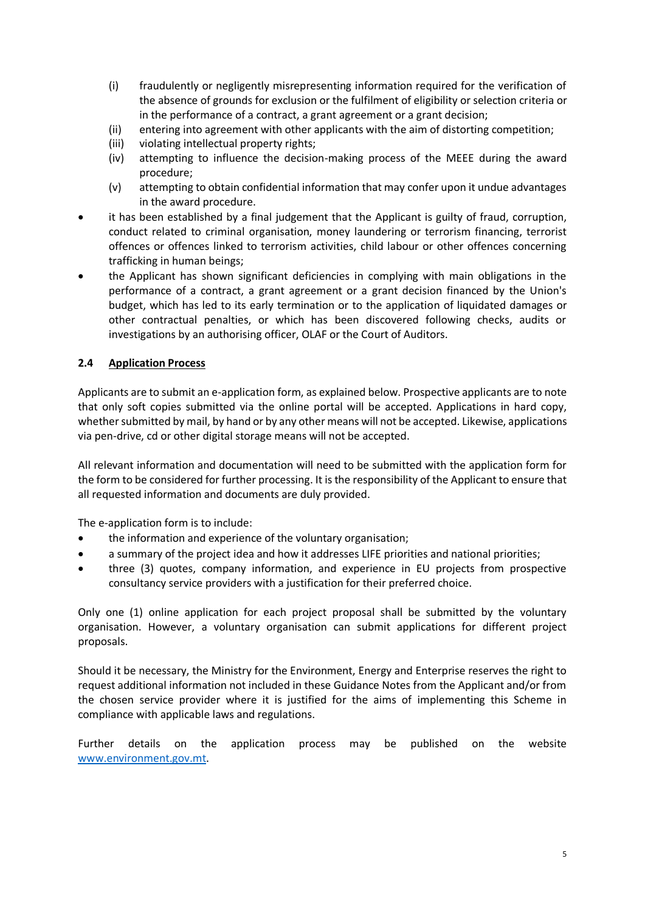(i) fraudulently or negligently misrepresenting information required for the verification of the absence of grounds for exclusion or the fulfilment of eligibility or selection criteria or in the performance of a contract, a grant agreement or a grant decision;
(ii) entering into agreement with other applicants with the aim of distorting competition;
(iii) violating intellectual property rights;
(iv) attempting to influence the decision-making process of the MEEE during the award procedure;
(v) attempting to obtain confidential information that may confer upon it undue advantages in the award procedure.

- it has been established by a final judgement that the Applicant is guilty of fraud, corruption, conduct related to criminal organisation, money laundering or terrorism financing, terrorist offences or offences linked to terrorism activities, child labour or other offences concerning trafficking in human beings;
- the Applicant has shown significant deficiencies in complying with main obligations in the performance of a contract, a grant agreement or a grant decision financed by the Union's budget, which has led to its early termination or to the application of liquidated damages or other contractual penalties, or which has been discovered following checks, audits or investigations by an authorising officer, OLAF or the Court of Auditors.

### 2.4 Application Process

Applicants are to submit an e-application form, as explained below. Prospective applicants are to note that only soft copies submitted via the online portal will be accepted. Applications in hard copy, whether submitted by mail, by hand or by any other means will not be accepted. Likewise, applications via pen-drive, cd or other digital storage means will not be accepted.

All relevant information and documentation will need to be submitted with the application form for the form to be considered for further processing. It is the responsibility of the Applicant to ensure that all requested information and documents are duly provided.

The e-application form is to include:

- the information and experience of the voluntary organisation;
- a summary of the project idea and how it addresses LIFE priorities and national priorities;
- three (3) quotes, company information, and experience in EU projects from prospective consultancy service providers with a justification for their preferred choice.

Only one (1) online application for each project proposal shall be submitted by the voluntary organisation. However, a voluntary organisation can submit applications for different project proposals.

Should it be necessary, the Ministry for the Environment, Energy and Enterprise reserves the right to request additional information not included in these Guidance Notes from the Applicant and/or from the chosen service provider where it is justified for the aims of implementing this Scheme in compliance with applicable laws and regulations.

Further details on the application process may be published on the website [www.environment.gov.mt](http://www.environment.gov.mt).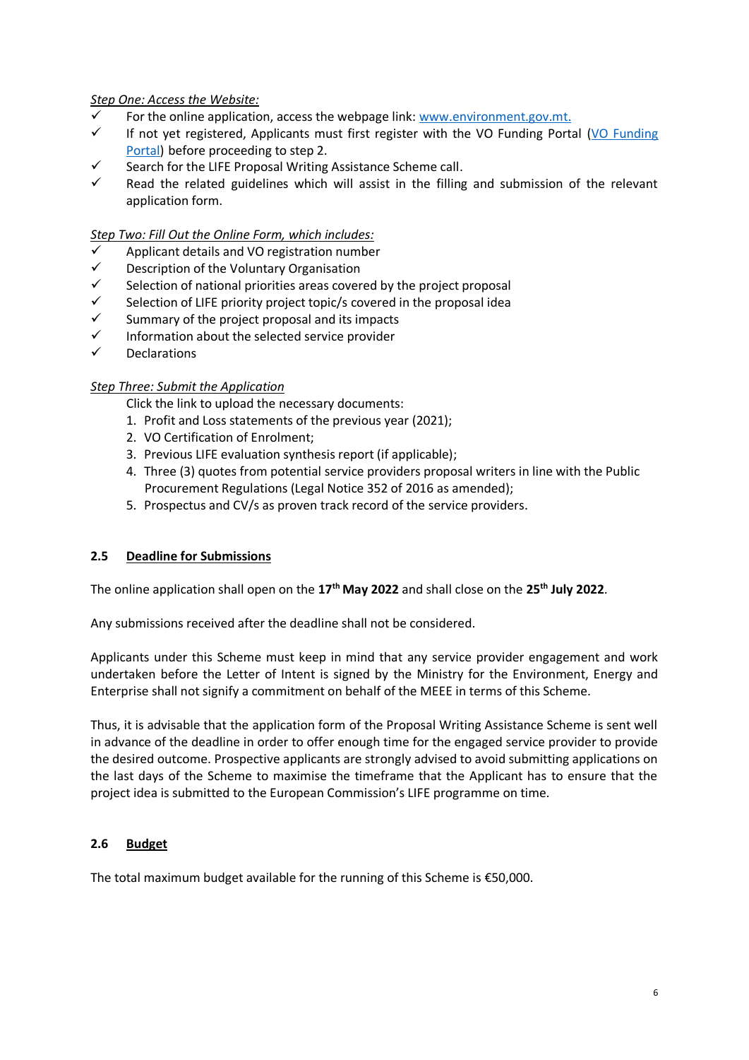*Step One: Access the Website:*

- ✓ For the online application, access the webpage link: [www.environment.gov.mt.](www.environment.gov.mt)
- ✓ If not yet registered, Applicants must first register with the VO Funding Portal (VO Funding Portal) before proceeding to step 2.
- ✓ Search for the LIFE Proposal Writing Assistance Scheme call.
- ✓ Read the related guidelines which will assist in the filling and submission of the relevant application form.

*Step Two: Fill Out the Online Form, which includes:*

- ✓ Applicant details and VO registration number
- ✓ Description of the Voluntary Organisation
- ✓ Selection of national priorities areas covered by the project proposal
- ✓ Selection of LIFE priority project topic/s covered in the proposal idea
- ✓ Summary of the project proposal and its impacts
- ✓ Information about the selected service provider
- ✓ Declarations

*Step Three: Submit the Application*

Click the link to upload the necessary documents:

1. Profit and Loss statements of the previous year (2021);
2. VO Certification of Enrolment;
3. Previous LIFE evaluation synthesis report (if applicable);
4. Three (3) quotes from potential service providers proposal writers in line with the Public Procurement Regulations (Legal Notice 352 of 2016 as amended);
5. Prospectus and CV/s as proven track record of the service providers.

## 2.5 Deadline for Submissions

The online application shall open on the **17th May 2022** and shall close on the **25th July 2022**.

Any submissions received after the deadline shall not be considered.

Applicants under this Scheme must keep in mind that any service provider engagement and work undertaken before the Letter of Intent is signed by the Ministry for the Environment, Energy and Enterprise shall not signify a commitment on behalf of the MEEE in terms of this Scheme.

Thus, it is advisable that the application form of the Proposal Writing Assistance Scheme is sent well in advance of the deadline in order to offer enough time for the engaged service provider to provide the desired outcome. Prospective applicants are strongly advised to avoid submitting applications on the last days of the Scheme to maximise the timeframe that the Applicant has to ensure that the project idea is submitted to the European Commission's LIFE programme on time.

## 2.6 Budget

The total maximum budget available for the running of this Scheme is €50,000.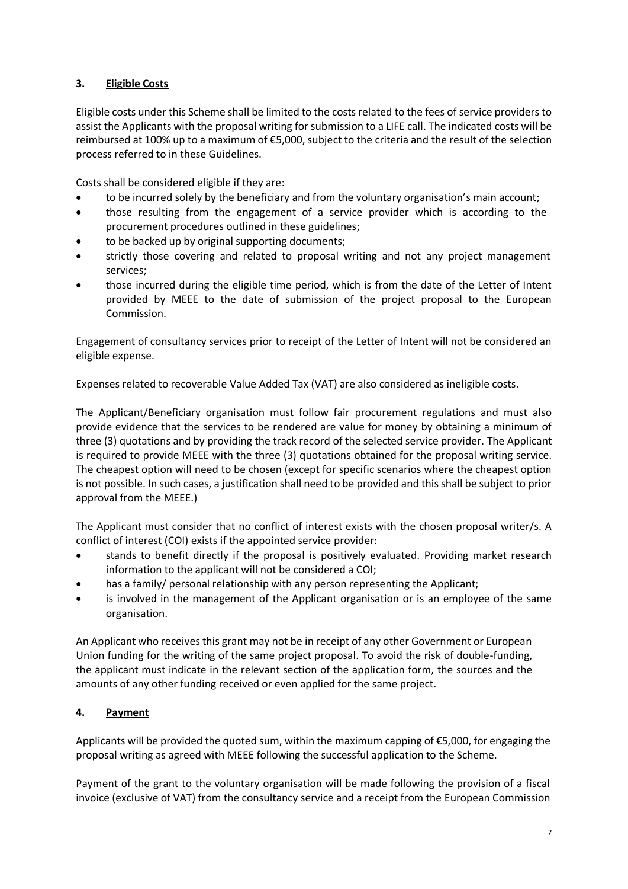## 3. Eligible Costs

Eligible costs under this Scheme shall be limited to the costs related to the fees of service providers to assist the Applicants with the proposal writing for submission to a LIFE call. The indicated costs will be reimbursed at 100% up to a maximum of €5,000, subject to the criteria and the result of the selection process referred to in these Guidelines.

Costs shall be considered eligible if they are:

- to be incurred solely by the beneficiary and from the voluntary organisation's main account;
- those resulting from the engagement of a service provider which is according to the procurement procedures outlined in these guidelines;
- to be backed up by original supporting documents;
- strictly those covering and related to proposal writing and not any project management services;
- those incurred during the eligible time period, which is from the date of the Letter of Intent provided by MEEE to the date of submission of the project proposal to the European Commission.

Engagement of consultancy services prior to receipt of the Letter of Intent will not be considered an eligible expense.

Expenses related to recoverable Value Added Tax (VAT) are also considered as ineligible costs.

The Applicant/Beneficiary organisation must follow fair procurement regulations and must also provide evidence that the services to be rendered are value for money by obtaining a minimum of three (3) quotations and by providing the track record of the selected service provider. The Applicant is required to provide MEEE with the three (3) quotations obtained for the proposal writing service. The cheapest option will need to be chosen (except for specific scenarios where the cheapest option is not possible. In such cases, a justification shall need to be provided and this shall be subject to prior approval from the MEEE.)

The Applicant must consider that no conflict of interest exists with the chosen proposal writer/s. A conflict of interest (COI) exists if the appointed service provider:

- stands to benefit directly if the proposal is positively evaluated. Providing market research information to the applicant will not be considered a COI;
- has a family/ personal relationship with any person representing the Applicant;
- is involved in the management of the Applicant organisation or is an employee of the same organisation.

An Applicant who receives this grant may not be in receipt of any other Government or European Union funding for the writing of the same project proposal. To avoid the risk of double-funding, the applicant must indicate in the relevant section of the application form, the sources and the amounts of any other funding received or even applied for the same project.

## 4. Payment

Applicants will be provided the quoted sum, within the maximum capping of €5,000, for engaging the proposal writing as agreed with MEEE following the successful application to the Scheme.

Payment of the grant to the voluntary organisation will be made following the provision of a fiscal invoice (exclusive of VAT) from the consultancy service and a receipt from the European Commission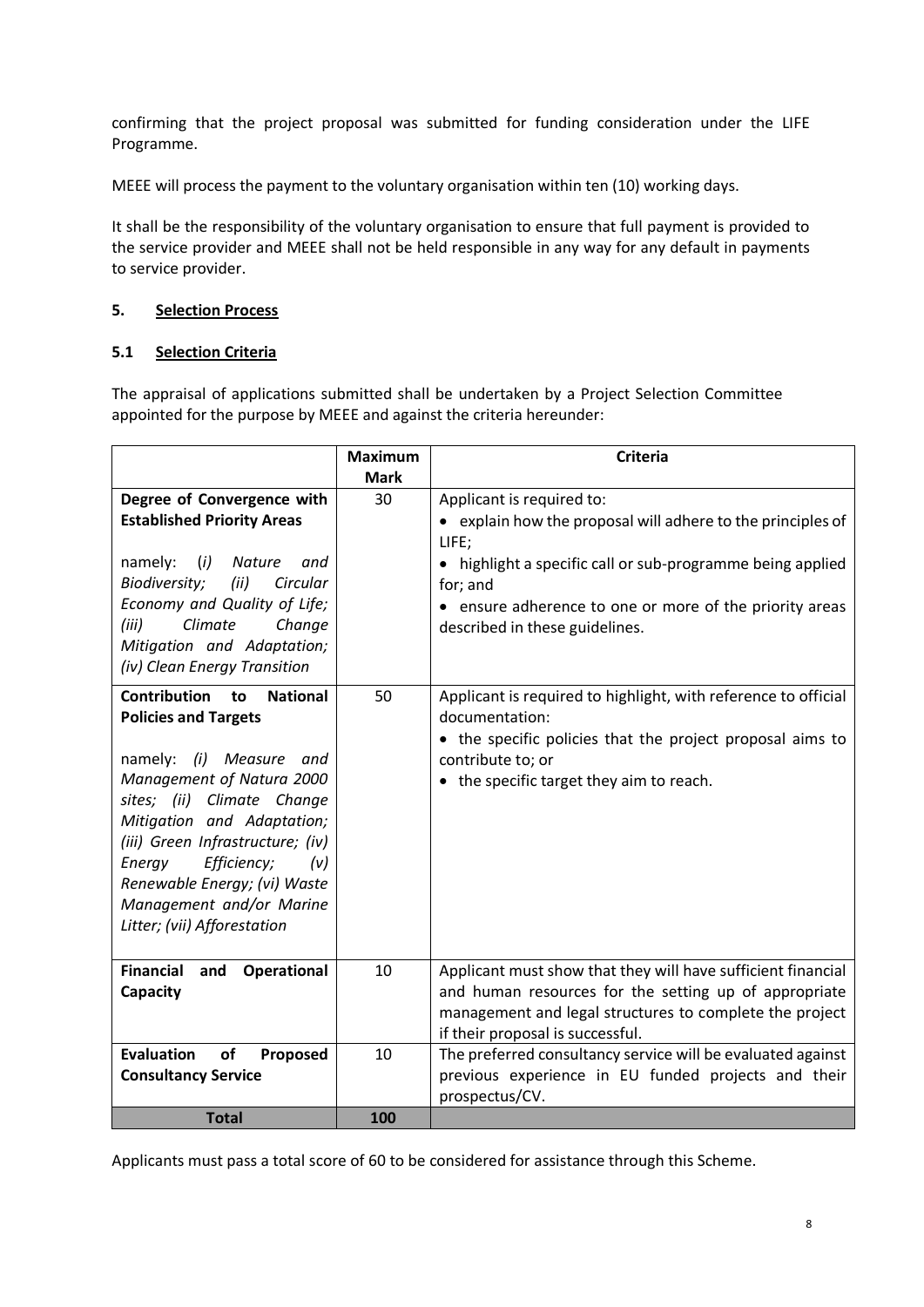confirming that the project proposal was submitted for funding consideration under the LIFE Programme.

MEEE will process the payment to the voluntary organisation within ten (10) working days.

It shall be the responsibility of the voluntary organisation to ensure that full payment is provided to the service provider and MEEE shall not be held responsible in any way for any default in payments to service provider.

## 5. Selection Process

### 5.1 Selection Criteria

The appraisal of applications submitted shall be undertaken by a Project Selection Committee appointed for the purpose by MEEE and against the criteria hereunder:

| | Maximum Mark | Criteria |
|---|---|---|
| **Degree of Convergence with Established Priority Areas**<br><br>namely: *(i) Nature and Biodiversity; (ii) Circular Economy and Quality of Life; (iii) Climate Change Mitigation and Adaptation; (iv) Clean Energy Transition* | 30 | Applicant is required to:<br>• explain how the proposal will adhere to the principles of LIFE;<br>• highlight a specific call or sub-programme being applied for; and<br>• ensure adherence to one or more of the priority areas described in these guidelines. |
| **Contribution to National Policies and Targets**<br><br>namely: *(i) Measure and Management of Natura 2000 sites; (ii) Climate Change Mitigation and Adaptation; (iii) Green Infrastructure; (iv) Energy Efficiency; (v) Renewable Energy; (vi) Waste Management and/or Marine Litter; (vii) Afforestation* | 50 | Applicant is required to highlight, with reference to official documentation:<br>• the specific policies that the project proposal aims to contribute to; or<br>• the specific target they aim to reach. |
| **Financial and Operational Capacity** | 10 | Applicant must show that they will have sufficient financial and human resources for the setting up of appropriate management and legal structures to complete the project if their proposal is successful. |
| **Evaluation of Proposed Consultancy Service** | 10 | The preferred consultancy service will be evaluated against previous experience in EU funded projects and their prospectus/CV. |
| **Total** | **100** | |

Applicants must pass a total score of 60 to be considered for assistance through this Scheme.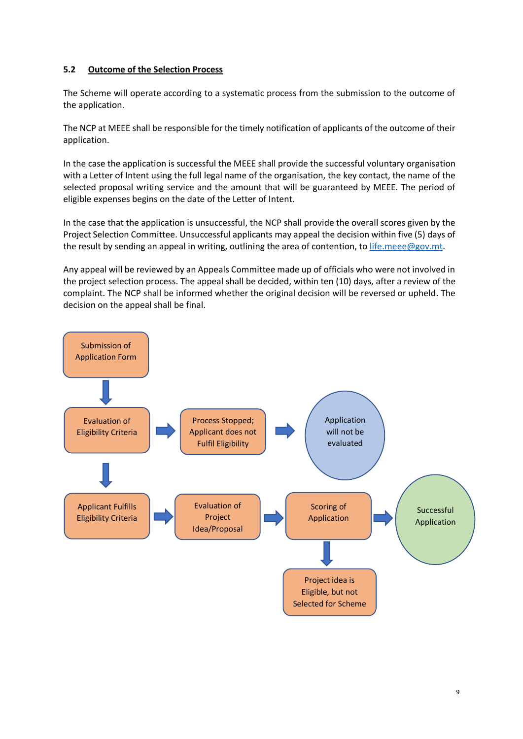## 5.2 Outcome of the Selection Process

The Scheme will operate according to a systematic process from the submission to the outcome of the application.

The NCP at MEEE shall be responsible for the timely notification of applicants of the outcome of their application.

In the case the application is successful the MEEE shall provide the successful voluntary organisation with a Letter of Intent using the full legal name of the organisation, the key contact, the name of the selected proposal writing service and the amount that will be guaranteed by MEEE. The period of eligible expenses begins on the date of the Letter of Intent.

In the case that the application is unsuccessful, the NCP shall provide the overall scores given by the Project Selection Committee. Unsuccessful applicants may appeal the decision within five (5) days of the result by sending an appeal in writing, outlining the area of contention, to life.meee@gov.mt.

Any appeal will be reviewed by an Appeals Committee made up of officials who were not involved in the project selection process. The appeal shall be decided, within ten (10) days, after a review of the complaint. The NCP shall be informed whether the original decision will be reversed or upheld. The decision on the appeal shall be final.

Submission of Application Form → Evaluation of Eligibility Criteria

Evaluation of Eligibility Criteria → Process Stopped; Applicant does not Fulfil Eligibility → Application will not be evaluated

Evaluation of Eligibility Criteria → Applicant Fulfills Eligibility Criteria → Evaluation of Project Idea/Proposal → Scoring of Application → Successful Application

Scoring of Application → Project idea is Eligible, but not Selected for Scheme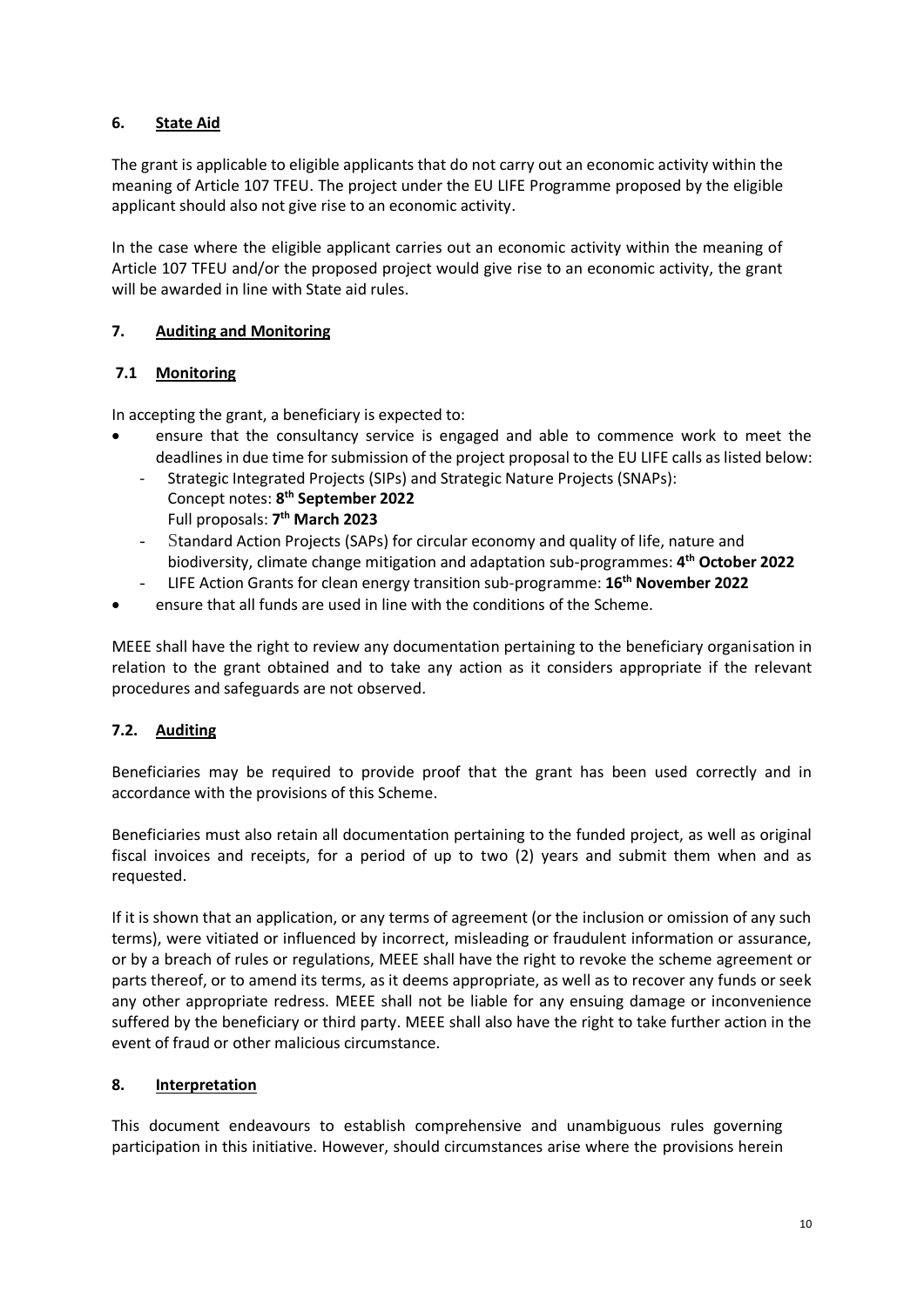## 6. State Aid

The grant is applicable to eligible applicants that do not carry out an economic activity within the meaning of Article 107 TFEU. The project under the EU LIFE Programme proposed by the eligible applicant should also not give rise to an economic activity.

In the case where the eligible applicant carries out an economic activity within the meaning of Article 107 TFEU and/or the proposed project would give rise to an economic activity, the grant will be awarded in line with State aid rules.

## 7. Auditing and Monitoring

### 7.1 Monitoring

In accepting the grant, a beneficiary is expected to:

- ensure that the consultancy service is engaged and able to commence work to meet the deadlines in due time for submission of the project proposal to the EU LIFE calls as listed below:
  - Strategic Integrated Projects (SIPs) and Strategic Nature Projects (SNAPs):
    Concept notes: **8th September 2022**
    Full proposals: **7th March 2023**
  - Standard Action Projects (SAPs) for circular economy and quality of life, nature and biodiversity, climate change mitigation and adaptation sub-programmes: **4th October 2022**
  - LIFE Action Grants for clean energy transition sub-programme: **16th November 2022**
- ensure that all funds are used in line with the conditions of the Scheme.

MEEE shall have the right to review any documentation pertaining to the beneficiary organisation in relation to the grant obtained and to take any action as it considers appropriate if the relevant procedures and safeguards are not observed.

### 7.2. Auditing

Beneficiaries may be required to provide proof that the grant has been used correctly and in accordance with the provisions of this Scheme.

Beneficiaries must also retain all documentation pertaining to the funded project, as well as original fiscal invoices and receipts, for a period of up to two (2) years and submit them when and as requested.

If it is shown that an application, or any terms of agreement (or the inclusion or omission of any such terms), were vitiated or influenced by incorrect, misleading or fraudulent information or assurance, or by a breach of rules or regulations, MEEE shall have the right to revoke the scheme agreement or parts thereof, or to amend its terms, as it deems appropriate, as well as to recover any funds or seek any other appropriate redress. MEEE shall not be liable for any ensuing damage or inconvenience suffered by the beneficiary or third party. MEEE shall also have the right to take further action in the event of fraud or other malicious circumstance.

## 8. Interpretation

This document endeavours to establish comprehensive and unambiguous rules governing participation in this initiative. However, should circumstances arise where the provisions herein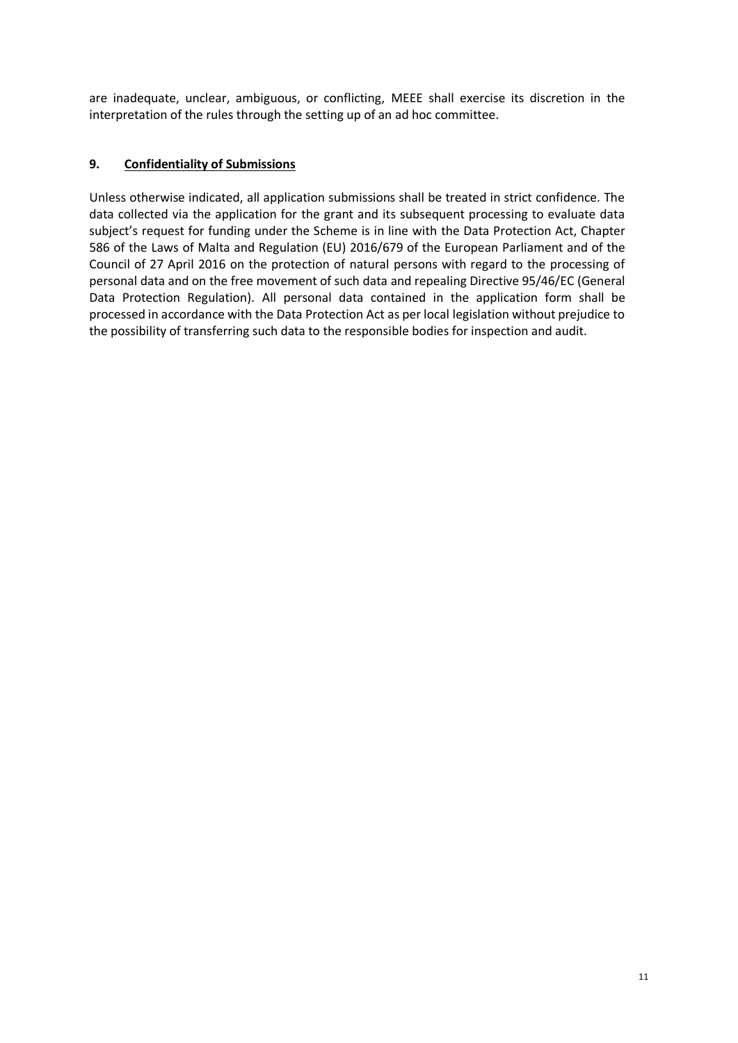are inadequate, unclear, ambiguous, or conflicting, MEEE shall exercise its discretion in the interpretation of the rules through the setting up of an ad hoc committee.

## 9. Confidentiality of Submissions

Unless otherwise indicated, all application submissions shall be treated in strict confidence. The data collected via the application for the grant and its subsequent processing to evaluate data subject's request for funding under the Scheme is in line with the Data Protection Act, Chapter 586 of the Laws of Malta and Regulation (EU) 2016/679 of the European Parliament and of the Council of 27 April 2016 on the protection of natural persons with regard to the processing of personal data and on the free movement of such data and repealing Directive 95/46/EC (General Data Protection Regulation). All personal data contained in the application form shall be processed in accordance with the Data Protection Act as per local legislation without prejudice to the possibility of transferring such data to the responsible bodies for inspection and audit.